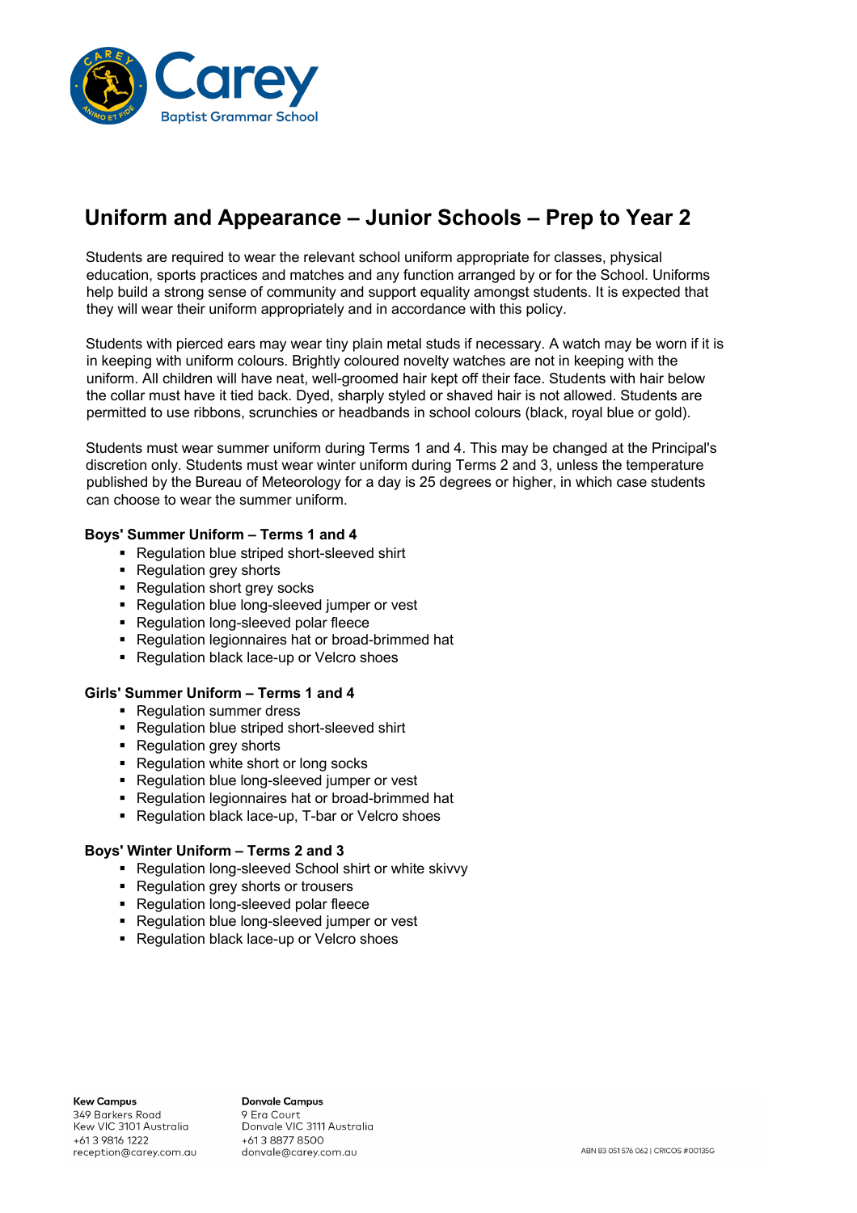# Uniform and Appearance – Junior Schools – Prep to Year 2

Students are required to wear the relevant school uniform appropriate for classes, physical education, sports practices and matches and any function arranged by or for the School. Uniforms help build a strong sense of community and support equality amongst students. It is expected that they will wear their uniform appropriately and in accordance with this policy.

Students with pierced ears may wear tiny plain metal studs if necessary. A watch may be worn if it is in keeping with uniform colours. Brightly coloured novelty watches are not in keeping with the uniform. All children will have neat, well-groomed hair kept off their face. Students with hair below the collar must have it tied back. Dyed, sharply styled or shaved hair is not allowed. Students are permitted to use ribbons, scrunchies or headbands in school colours (black, royal blue or gold).

Students must wear summer uniform during Terms 1 and 4. This may be changed at the Principal's discretion only. Students must wear winter uniform during Terms 2 and 3, unless the temperature published by the Bureau of Meteorology for a day is 25 degrees or higher, in which case students can choose to wear the summer uniform.

**Boys' Summer Uniform – Terms 1 and 4**

- Regulation blue striped short-sleeved shirt
- Regulation grey shorts
- Regulation short grey socks
- Regulation blue long-sleeved jumper or vest
- Regulation long-sleeved polar fleece
- Regulation legionnaires hat or broad-brimmed hat
- Regulation black lace-up or Velcro shoes

**Girls' Summer Uniform – Terms 1 and 4**

- Regulation summer dress
- Regulation blue striped short-sleeved shirt
- Regulation grey shorts
- Regulation white short or long socks
- Regulation blue long-sleeved jumper or vest
- Regulation legionnaires hat or broad-brimmed hat
- Regulation black lace-up, T-bar or Velcro shoes

**Boys' Winter Uniform – Terms 2 and 3**

- Regulation long-sleeved School shirt or white skivvy
- Regulation grey shorts or trousers
- Regulation long-sleeved polar fleece
- Regulation blue long-sleeved jumper or vest
- Regulation black lace-up or Velcro shoes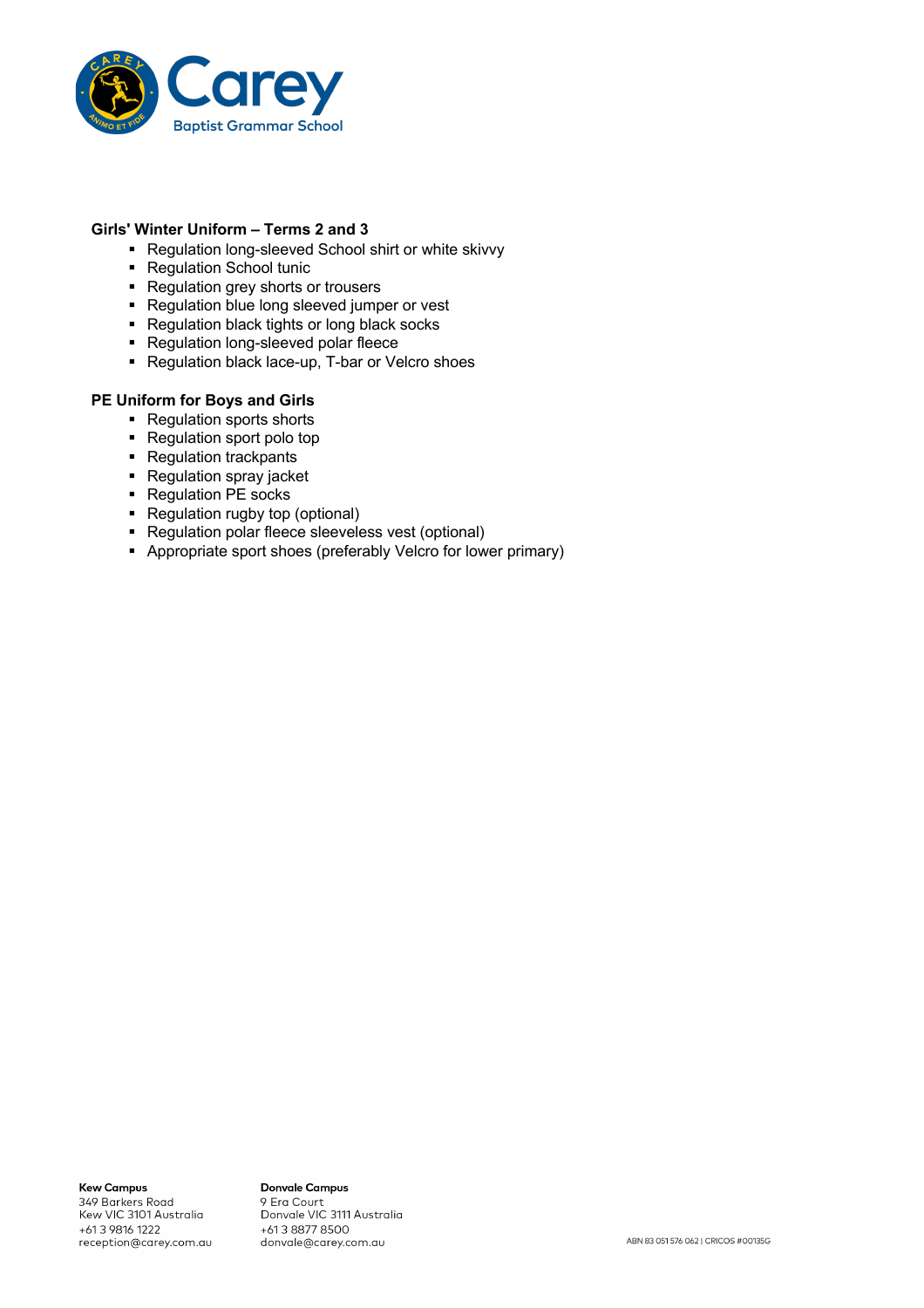**Girls' Winter Uniform – Terms 2 and 3**

- Regulation long-sleeved School shirt or white skivvy
- Regulation School tunic
- Regulation grey shorts or trousers
- Regulation blue long sleeved jumper or vest
- Regulation black tights or long black socks
- Regulation long-sleeved polar fleece
- Regulation black lace-up, T-bar or Velcro shoes

**PE Uniform for Boys and Girls**

- Regulation sports shorts
- Regulation sport polo top
- Regulation trackpants
- Regulation spray jacket
- Regulation PE socks
- Regulation rugby top (optional)
- Regulation polar fleece sleeveless vest (optional)
- Appropriate sport shoes (preferably Velcro for lower primary)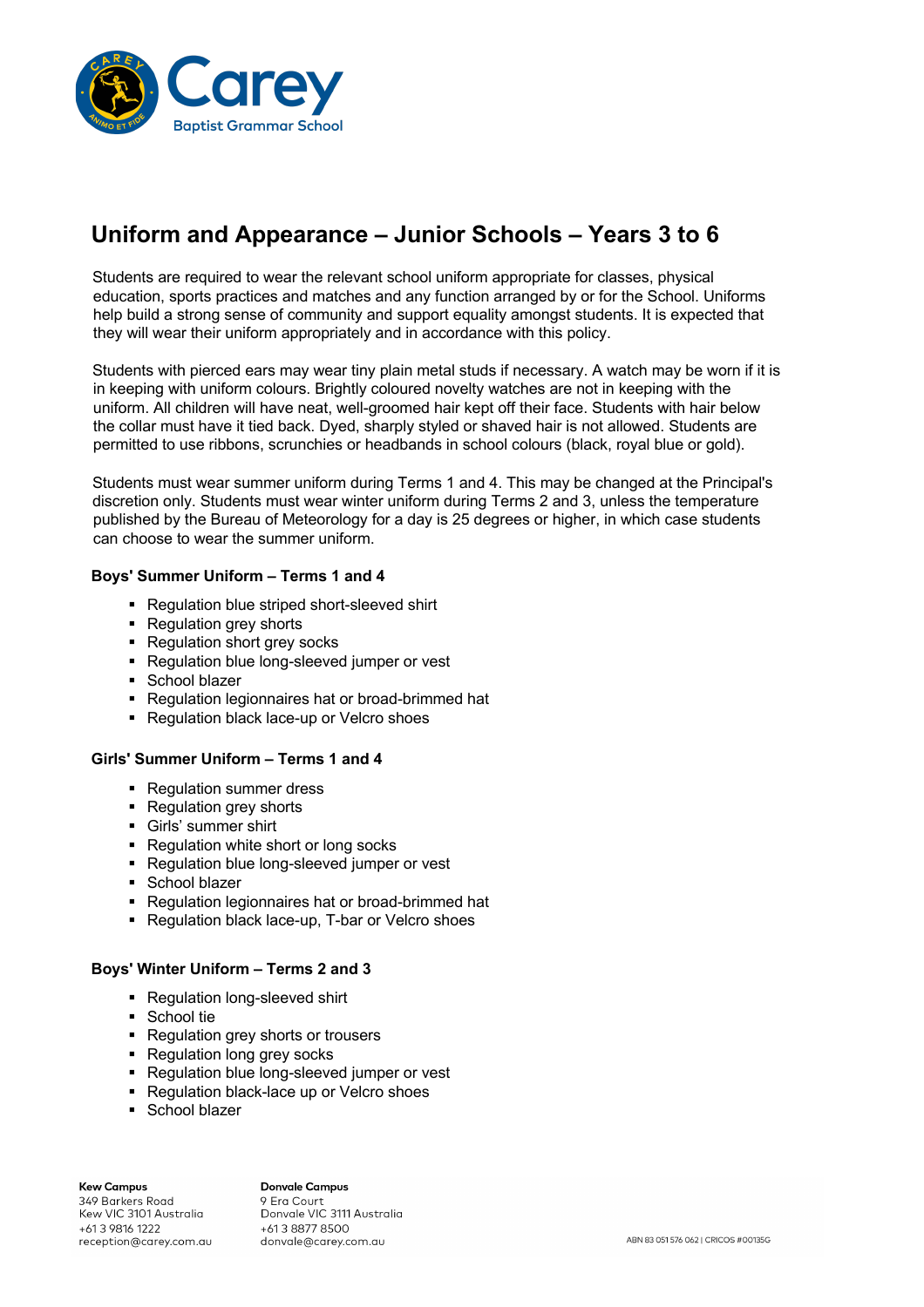# Uniform and Appearance – Junior Schools – Years 3 to 6

Students are required to wear the relevant school uniform appropriate for classes, physical education, sports practices and matches and any function arranged by or for the School. Uniforms help build a strong sense of community and support equality amongst students. It is expected that they will wear their uniform appropriately and in accordance with this policy.

Students with pierced ears may wear tiny plain metal studs if necessary. A watch may be worn if it is in keeping with uniform colours. Brightly coloured novelty watches are not in keeping with the uniform. All children will have neat, well-groomed hair kept off their face. Students with hair below the collar must have it tied back. Dyed, sharply styled or shaved hair is not allowed. Students are permitted to use ribbons, scrunchies or headbands in school colours (black, royal blue or gold).

Students must wear summer uniform during Terms 1 and 4. This may be changed at the Principal's discretion only. Students must wear winter uniform during Terms 2 and 3, unless the temperature published by the Bureau of Meteorology for a day is 25 degrees or higher, in which case students can choose to wear the summer uniform.

### Boys' Summer Uniform – Terms 1 and 4

- Regulation blue striped short-sleeved shirt
- Regulation grey shorts
- Regulation short grey socks
- Regulation blue long-sleeved jumper or vest
- School blazer
- Regulation legionnaires hat or broad-brimmed hat
- Regulation black lace-up or Velcro shoes

### Girls' Summer Uniform – Terms 1 and 4

- Regulation summer dress
- Regulation grey shorts
- Girls' summer shirt
- Regulation white short or long socks
- Regulation blue long-sleeved jumper or vest
- School blazer
- Regulation legionnaires hat or broad-brimmed hat
- Regulation black lace-up, T-bar or Velcro shoes

### Boys' Winter Uniform – Terms 2 and 3

- Regulation long-sleeved shirt
- School tie
- Regulation grey shorts or trousers
- Regulation long grey socks
- Regulation blue long-sleeved jumper or vest
- Regulation black-lace up or Velcro shoes
- School blazer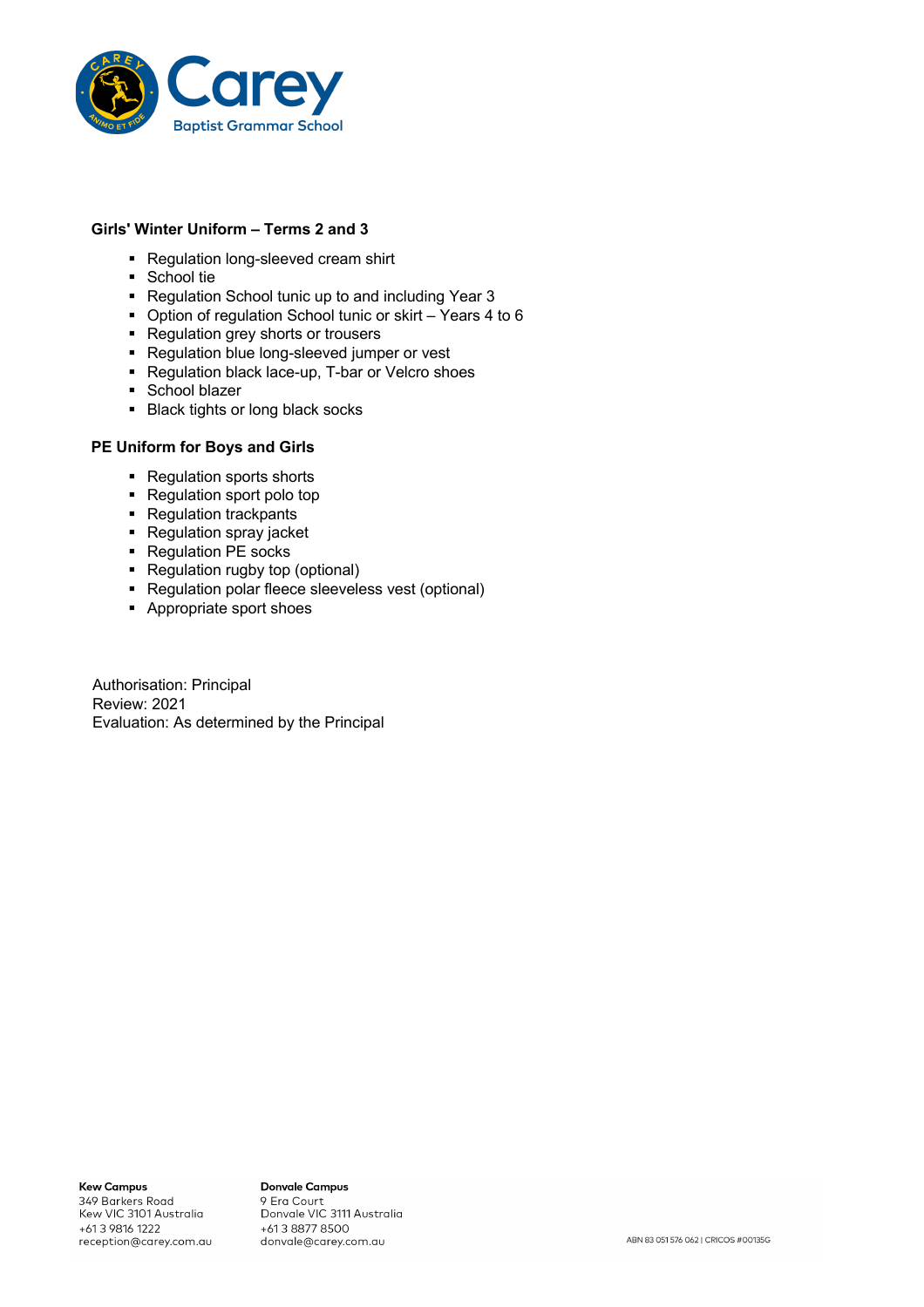### Girls' Winter Uniform – Terms 2 and 3

- Regulation long-sleeved cream shirt
- School tie
- Regulation School tunic up to and including Year 3
- Option of regulation School tunic or skirt – Years 4 to 6
- Regulation grey shorts or trousers
- Regulation blue long-sleeved jumper or vest
- Regulation black lace-up, T-bar or Velcro shoes
- School blazer
- Black tights or long black socks

### PE Uniform for Boys and Girls

- Regulation sports shorts
- Regulation sport polo top
- Regulation trackpants
- Regulation spray jacket
- Regulation PE socks
- Regulation rugby top (optional)
- Regulation polar fleece sleeveless vest (optional)
- Appropriate sport shoes

Authorisation: Principal
Review: 2021
Evaluation: As determined by the Principal